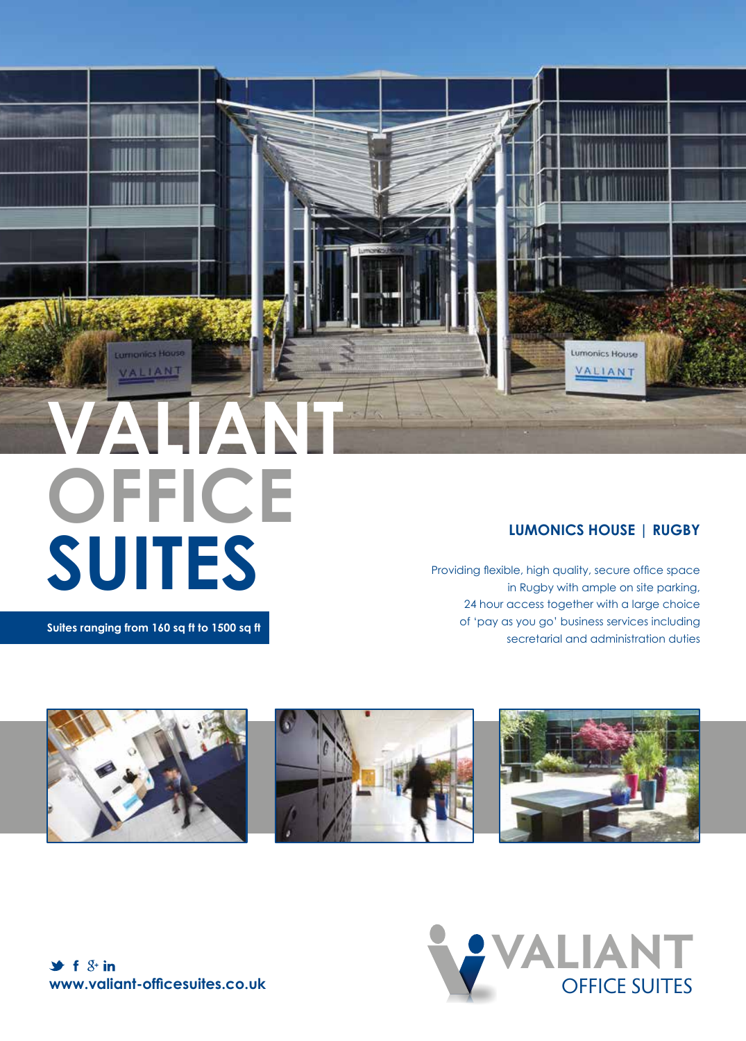# VALIANT OFFICE SUITES

**Suites ranging from 160 sq ft to 1500 sq ft**

## LUMONICS HOUSE | RUGBY

Providing flexible, high quality, secure office space in Rugby with ample on site parking, 24 hour access together with a large choice of 'pay as you go' business services including secretarial and administration duties

**www.valiant-officesuites.co.uk**

VALIANT OFFICE SUITES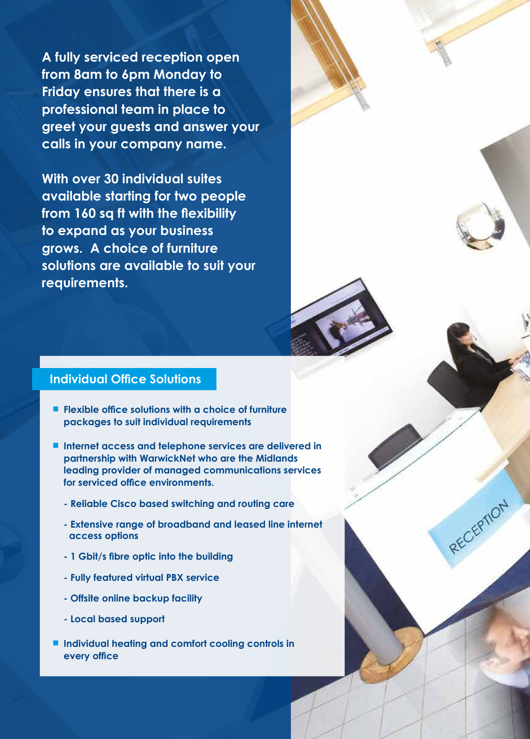**A fully serviced reception open from 8am to 6pm Monday to Friday ensures that there is a professional team in place to greet your guests and answer your calls in your company name.**

**With over 30 individual suites available starting for two people from 160 sq ft with the flexibility to expand as your business grows. A choice of furniture solutions are available to suit your requirements.**

## Individual Office Solutions

- Flexible office solutions with a choice of furniture packages to suit individual requirements
- Internet access and telephone services are delivered in partnership with WarwickNet who are the Midlands leading provider of managed communications services for serviced office environments.
  - Reliable Cisco based switching and routing care
  - Extensive range of broadband and leased line internet access options
  - 1 Gbit/s fibre optic into the building
  - Fully featured virtual PBX service
  - Offsite online backup facility
  - Local based support
- Individual heating and comfort cooling controls in every office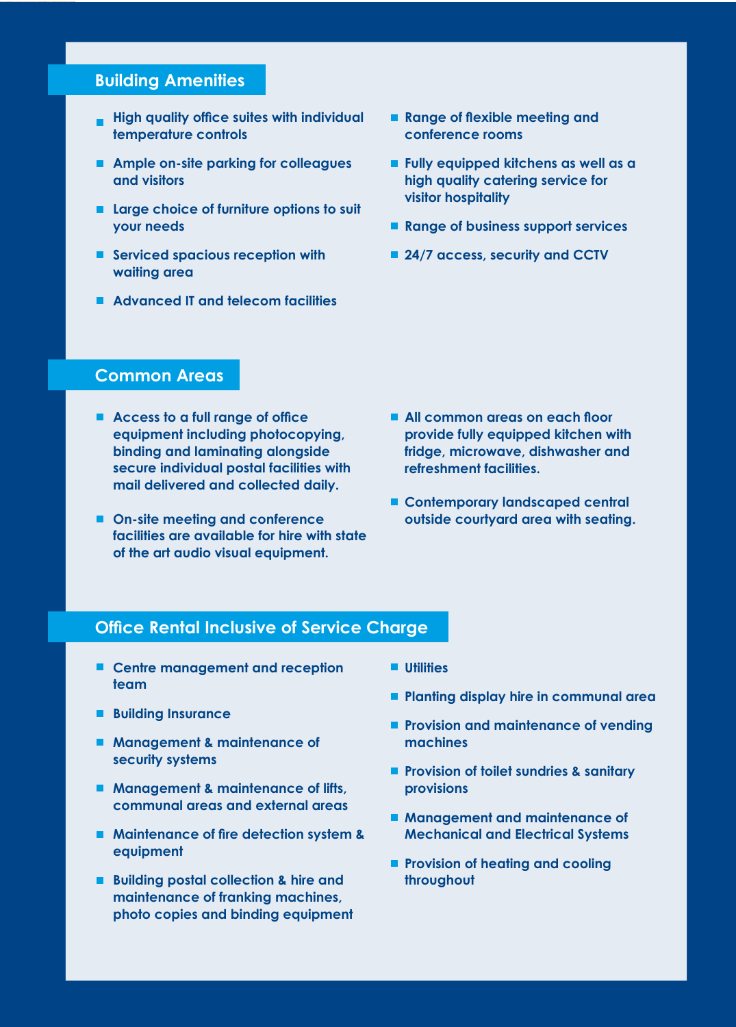## Building Amenities

- High quality office suites with individual temperature controls
- Ample on-site parking for colleagues and visitors
- Large choice of furniture options to suit your needs
- Serviced spacious reception with waiting area
- Advanced IT and telecom facilities
- Range of flexible meeting and conference rooms
- Fully equipped kitchens as well as a high quality catering service for visitor hospitality
- Range of business support services
- 24/7 access, security and CCTV

## Common Areas

- Access to a full range of office equipment including photocopying, binding and laminating alongside secure individual postal facilities with mail delivered and collected daily.
- On-site meeting and conference facilities are available for hire with state of the art audio visual equipment.
- All common areas on each floor provide fully equipped kitchen with fridge, microwave, dishwasher and refreshment facilities.
- Contemporary landscaped central outside courtyard area with seating.

## Office Rental Inclusive of Service Charge

- Centre management and reception team
- Building Insurance
- Management & maintenance of security systems
- Management & maintenance of lifts, communal areas and external areas
- Maintenance of fire detection system & equipment
- Building postal collection & hire and maintenance of franking machines, photo copies and binding equipment
- Utilities
- Planting display hire in communal area
- Provision and maintenance of vending machines
- Provision of toilet sundries & sanitary provisions
- Management and maintenance of Mechanical and Electrical Systems
- Provision of heating and cooling throughout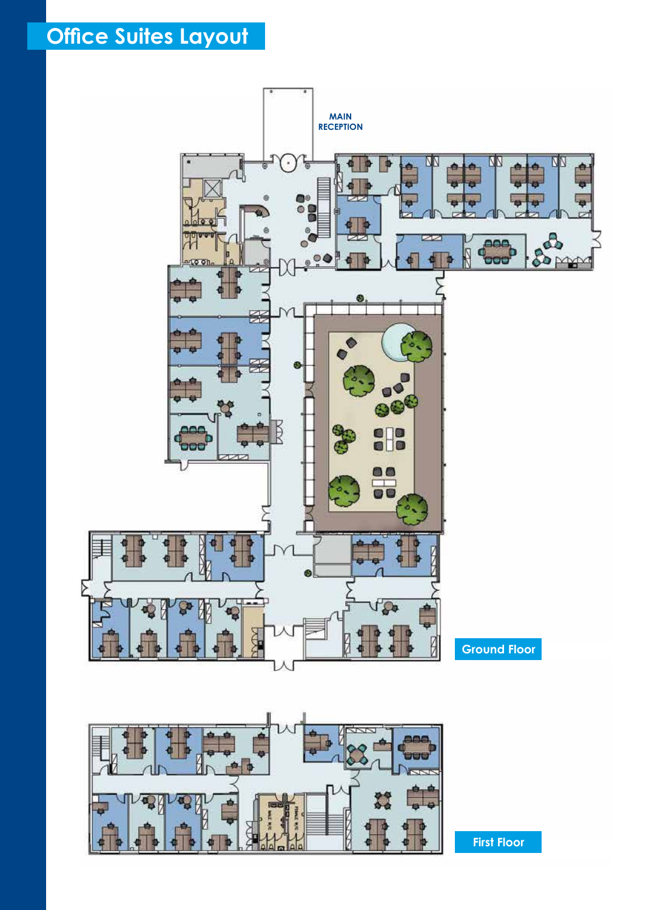# Office Suites Layout

MAIN RECEPTION

Ground Floor

First Floor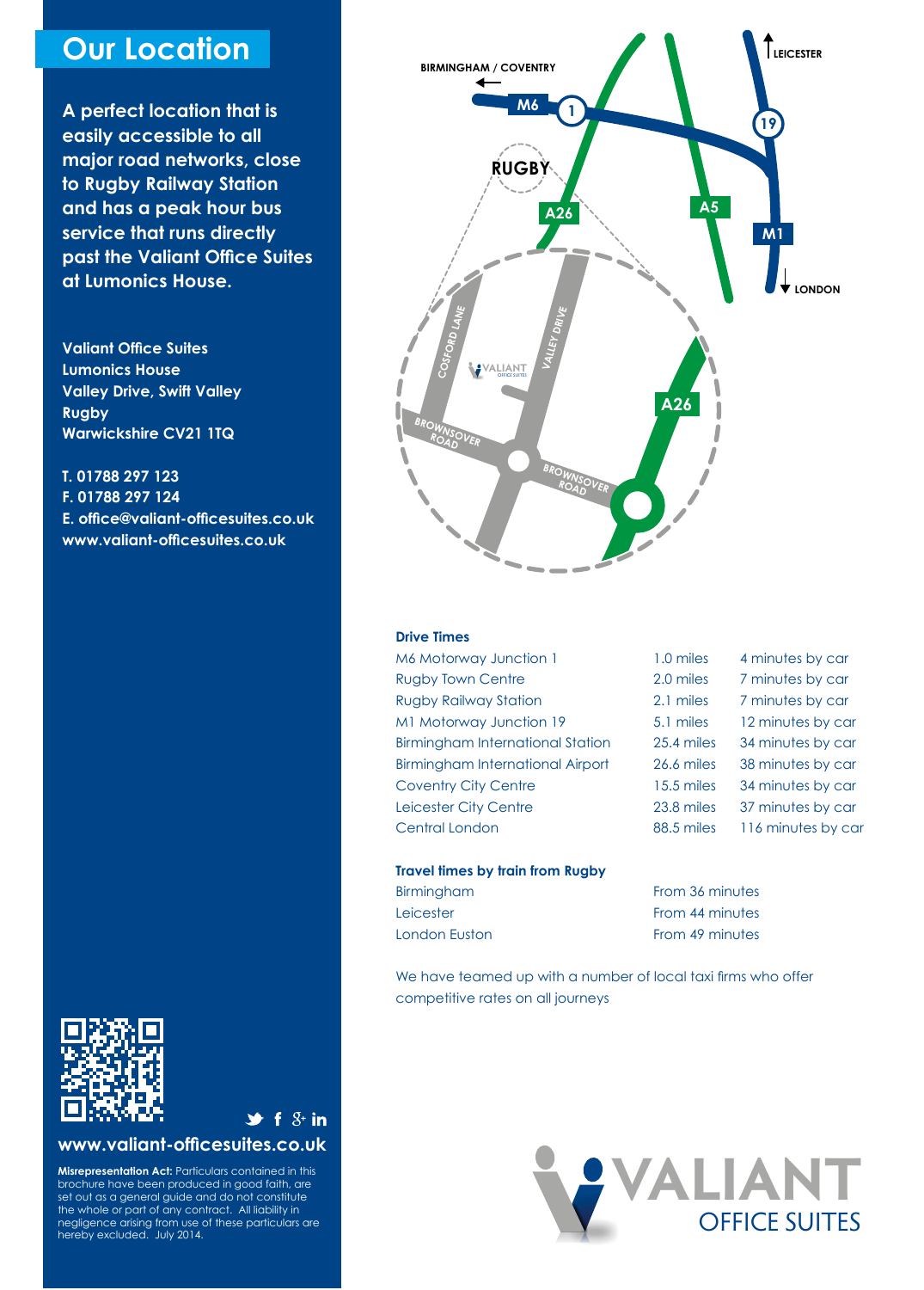# Our Location

**A perfect location that is easily accessible to all major road networks, close to Rugby Railway Station and has a peak hour bus service that runs directly past the Valiant Office Suites at Lumonics House.**

**Valiant Office Suites**
**Lumonics House**
**Valley Drive, Swift Valley**
**Rugby**
**Warwickshire CV21 1TQ**

**T. 01788 297 123**
**F. 01788 297 124**
**E. office@valiant-officesuites.co.uk**
**www.valiant-officesuites.co.uk**

BIRMINGHAM / COVENTRY
M6
1
LEICESTER
19
RUGBY
A26
A5
M1
LONDON
COSFORD LANE
VALLEY DRIVE
VALIANT OFFICE SUITES
A26
BROWNSOVER ROAD
BROWNSOVER ROAD

**Drive Times**

| | | |
|---|---|---|
| M6 Motorway Junction 1 | 1.0 miles | 4 minutes by car |
| Rugby Town Centre | 2.0 miles | 7 minutes by car |
| Rugby Railway Station | 2.1 miles | 7 minutes by car |
| M1 Motorway Junction 19 | 5.1 miles | 12 minutes by car |
| Birmingham International Station | 25.4 miles | 34 minutes by car |
| Birmingham International Airport | 26.6 miles | 38 minutes by car |
| Coventry City Centre | 15.5 miles | 34 minutes by car |
| Leicester City Centre | 23.8 miles | 37 minutes by car |
| Central London | 88.5 miles | 116 minutes by car |

**Travel times by train from Rugby**

| | |
|---|---|
| Birmingham | From 36 minutes |
| Leicester | From 44 minutes |
| London Euston | From 49 minutes |

We have teamed up with a number of local taxi firms who offer competitive rates on all journeys

**www.valiant-officesuites.co.uk**

**Misrepresentation Act:** Particulars contained in this brochure have been produced in good faith, are set out as a general guide and do not constitute the whole or part of any contract. All liability in negligence arising from use of these particulars are hereby excluded. July 2014.

VALIANT
OFFICE SUITES